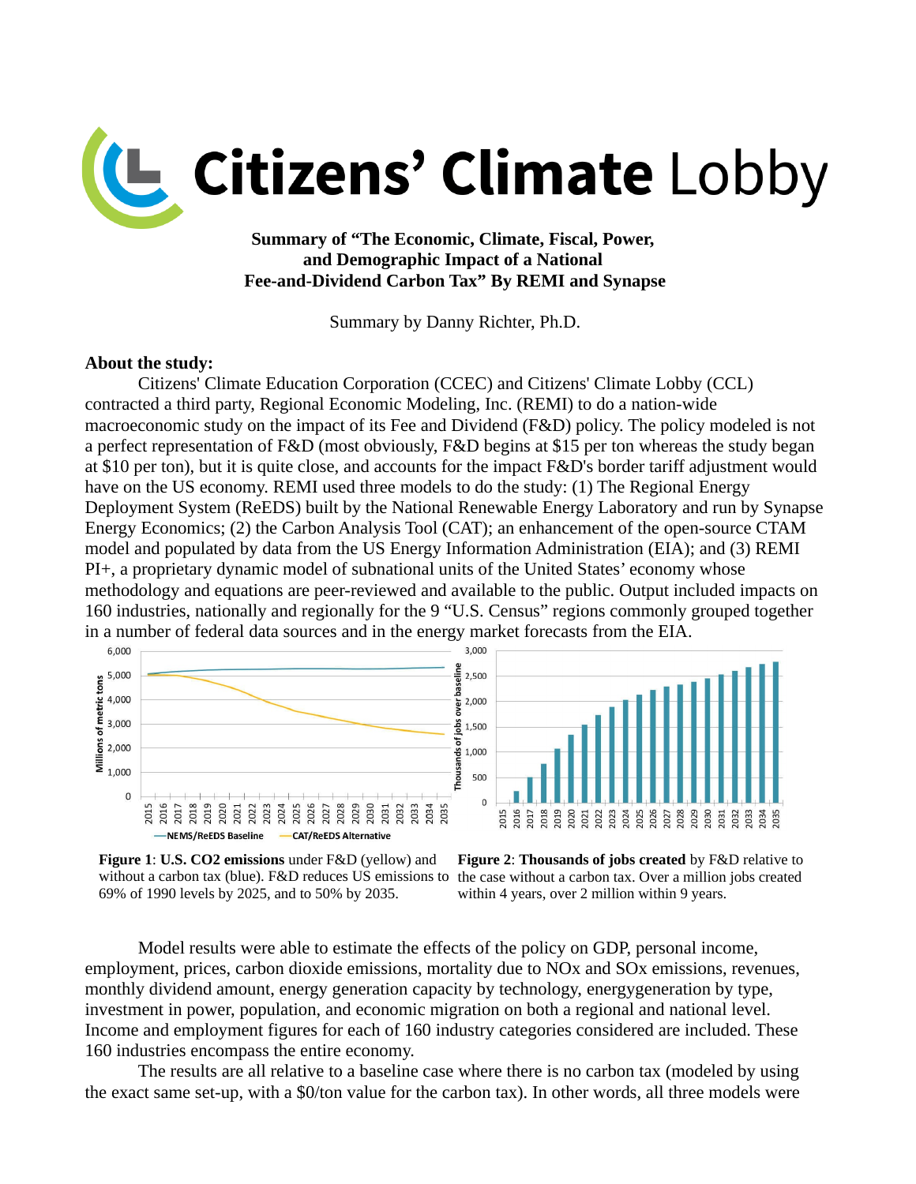# Citizens' Climate Lobby

**Summary of "The Economic, Climate, Fiscal, Power, and Demographic Impact of a National Fee-and-Dividend Carbon Tax" By REMI and Synapse**

Summary by Danny Richter, Ph.D.

**About the study:**

Citizens' Climate Education Corporation (CCEC) and Citizens' Climate Lobby (CCL) contracted a third party, Regional Economic Modeling, Inc. (REMI) to do a nation-wide macroeconomic study on the impact of its Fee and Dividend (F&D) policy. The policy modeled is not a perfect representation of F&D (most obviously, F&D begins at $15 per ton whereas the study began at $10 per ton), but it is quite close, and accounts for the impact F&D's border tariff adjustment would have on the US economy. REMI used three models to do the study: (1) The Regional Energy Deployment System (ReEDS) built by the National Renewable Energy Laboratory and run by Synapse Energy Economics; (2) the Carbon Analysis Tool (CAT); an enhancement of the open-source CTAM model and populated by data from the US Energy Information Administration (EIA); and (3) REMI PI+, a proprietary dynamic model of subnational units of the United States' economy whose methodology and equations are peer-reviewed and available to the public. Output included impacts on 160 industries, nationally and regionally for the 9 "U.S. Census" regions commonly grouped together in a number of federal data sources and in the energy market forecasts from the EIA.

**Figure 1**: **U.S. CO2 emissions** under F&D (yellow) and without a carbon tax (blue). F&D reduces US emissions to 69% of 1990 levels by 2025, and to 50% by 2035.

**Figure 2**: **Thousands of jobs created** by F&D relative to the case without a carbon tax. Over a million jobs created within 4 years, over 2 million within 9 years.

Model results were able to estimate the effects of the policy on GDP, personal income, employment, prices, carbon dioxide emissions, mortality due to NOx and SOx emissions, revenues, monthly dividend amount, energy generation capacity by technology, energygeneration by type, investment in power, population, and economic migration on both a regional and national level. Income and employment figures for each of 160 industry categories considered are included. These 160 industries encompass the entire economy.

The results are all relative to a baseline case where there is no carbon tax (modeled by using the exact same set-up, with a $0/ton value for the carbon tax). In other words, all three models were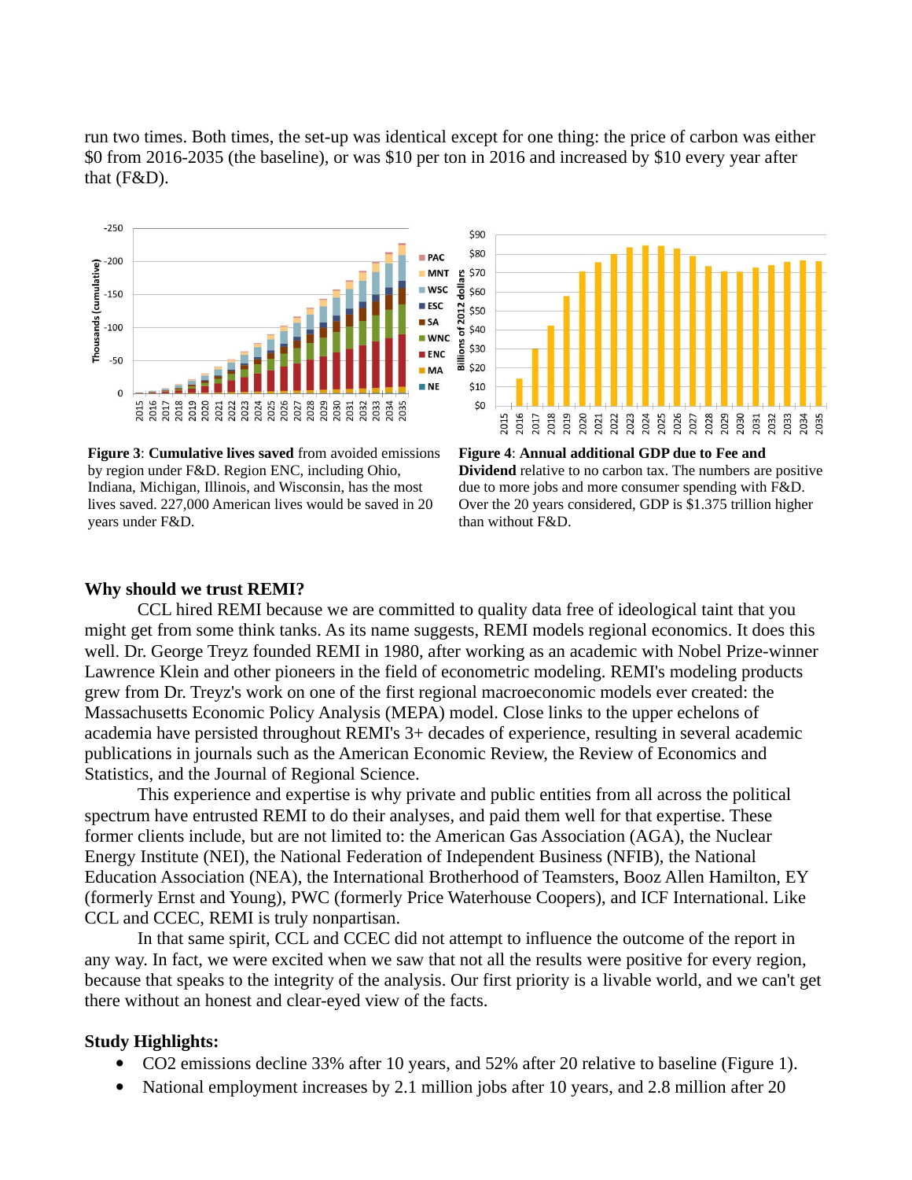run two times. Both times, the set-up was identical except for one thing: the price of carbon was either $0 from 2016-2035 (the baseline), or was $10 per ton in 2016 and increased by $10 every year after that (F&D).

**Figure 3**: **Cumulative lives saved** from avoided emissions by region under F&D. Region ENC, including Ohio, Indiana, Michigan, Illinois, and Wisconsin, has the most lives saved. 227,000 American lives would be saved in 20 years under F&D.

**Figure 4**: **Annual additional GDP due to Fee and Dividend** relative to no carbon tax. The numbers are positive due to more jobs and more consumer spending with F&D. Over the 20 years considered, GDP is $1.375 trillion higher than without F&D.

**Why should we trust REMI?**

CCL hired REMI because we are committed to quality data free of ideological taint that you might get from some think tanks. As its name suggests, REMI models regional economics. It does this well. Dr. George Treyz founded REMI in 1980, after working as an academic with Nobel Prize-winner Lawrence Klein and other pioneers in the field of econometric modeling. REMI's modeling products grew from Dr. Treyz's work on one of the first regional macroeconomic models ever created: the Massachusetts Economic Policy Analysis (MEPA) model. Close links to the upper echelons of academia have persisted throughout REMI's 3+ decades of experience, resulting in several academic publications in journals such as the American Economic Review, the Review of Economics and Statistics, and the Journal of Regional Science.

This experience and expertise is why private and public entities from all across the political spectrum have entrusted REMI to do their analyses, and paid them well for that expertise. These former clients include, but are not limited to: the American Gas Association (AGA), the Nuclear Energy Institute (NEI), the National Federation of Independent Business (NFIB), the National Education Association (NEA), the International Brotherhood of Teamsters, Booz Allen Hamilton, EY (formerly Ernst and Young), PWC (formerly Price Waterhouse Coopers), and ICF International. Like CCL and CCEC, REMI is truly nonpartisan.

In that same spirit, CCL and CCEC did not attempt to influence the outcome of the report in any way. In fact, we were excited when we saw that not all the results were positive for every region, because that speaks to the integrity of the analysis. Our first priority is a livable world, and we can't get there without an honest and clear-eyed view of the facts.

**Study Highlights:**

- $CO_2$ emissions decline 33% after 10 years, and 52% after 20 relative to baseline (Figure 1).
- National employment increases by 2.1 million jobs after 10 years, and 2.8 million after 20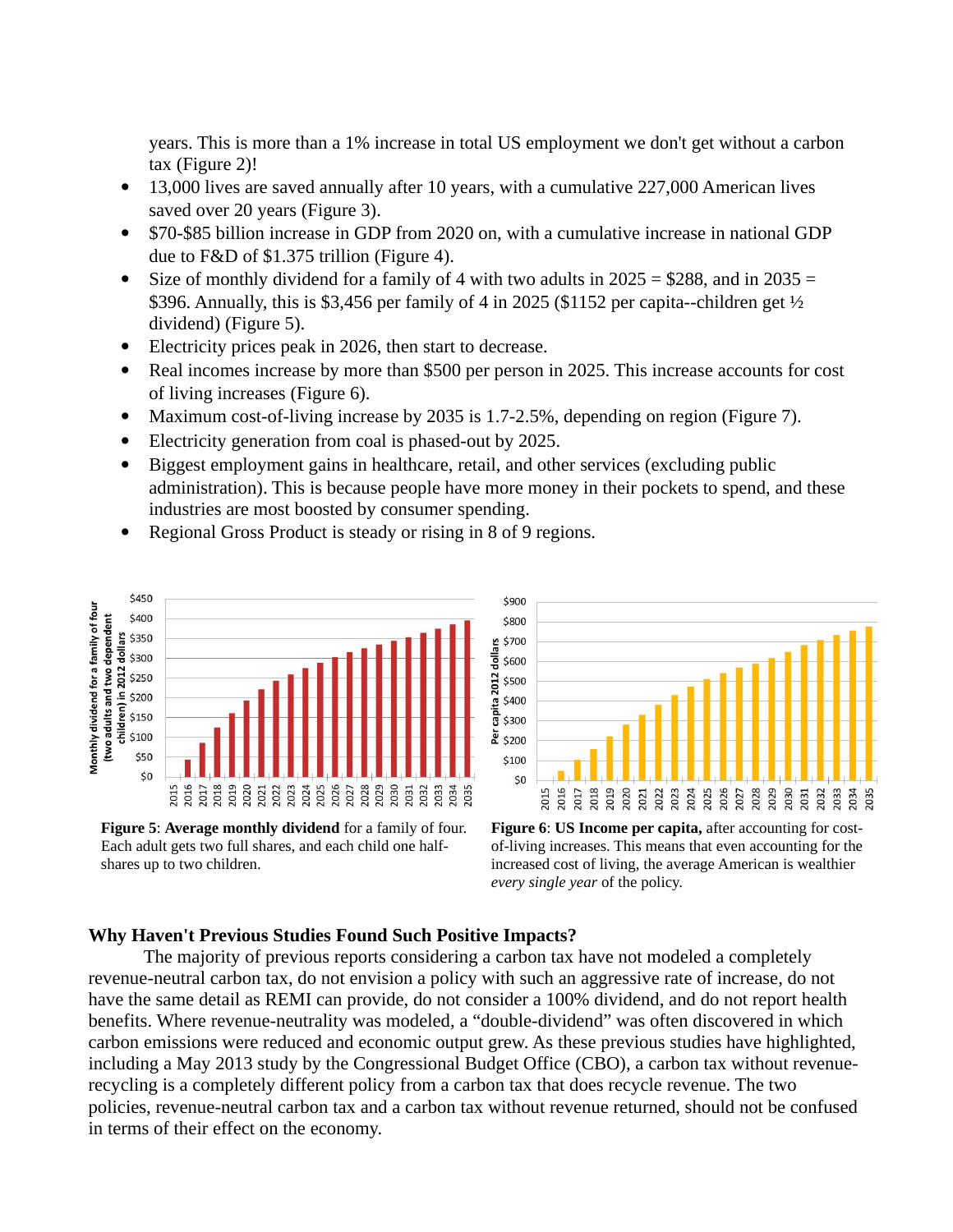years. This is more than a 1% increase in total US employment we don't get without a carbon tax (Figure 2)!

- 13,000 lives are saved annually after 10 years, with a cumulative 227,000 American lives saved over 20 years (Figure 3).
- $70-$85 billion increase in GDP from 2020 on, with a cumulative increase in national GDP due to F&D of $1.375 trillion (Figure 4).
- Size of monthly dividend for a family of 4 with two adults in 2025 = $288, and in 2035 = $396. Annually, this is $3,456 per family of 4 in 2025 ($1152 per capita--children get ½ dividend) (Figure 5).
- Electricity prices peak in 2026, then start to decrease.
- Real incomes increase by more than $500 per person in 2025. This increase accounts for cost of living increases (Figure 6).
- Maximum cost-of-living increase by 2035 is 1.7-2.5%, depending on region (Figure 7).
- Electricity generation from coal is phased-out by 2025.
- Biggest employment gains in healthcare, retail, and other services (excluding public administration). This is because people have more money in their pockets to spend, and these industries are most boosted by consumer spending.
- Regional Gross Product is steady or rising in 8 of 9 regions.

**Figure 5**: **Average monthly dividend** for a family of four. Each adult gets two full shares, and each child one half-shares up to two children.

**Figure 6**: **US Income per capita,** after accounting for cost-of-living increases. This means that even accounting for the increased cost of living, the average American is wealthier *every single year* of the policy.

### Why Haven't Previous Studies Found Such Positive Impacts?

The majority of previous reports considering a carbon tax have not modeled a completely revenue-neutral carbon tax, do not envision a policy with such an aggressive rate of increase, do not have the same detail as REMI can provide, do not consider a 100% dividend, and do not report health benefits. Where revenue-neutrality was modeled, a "double-dividend" was often discovered in which carbon emissions were reduced and economic output grew. As these previous studies have highlighted, including a May 2013 study by the Congressional Budget Office (CBO), a carbon tax without revenue-recycling is a completely different policy from a carbon tax that does recycle revenue. The two policies, revenue-neutral carbon tax and a carbon tax without revenue returned, should not be confused in terms of their effect on the economy.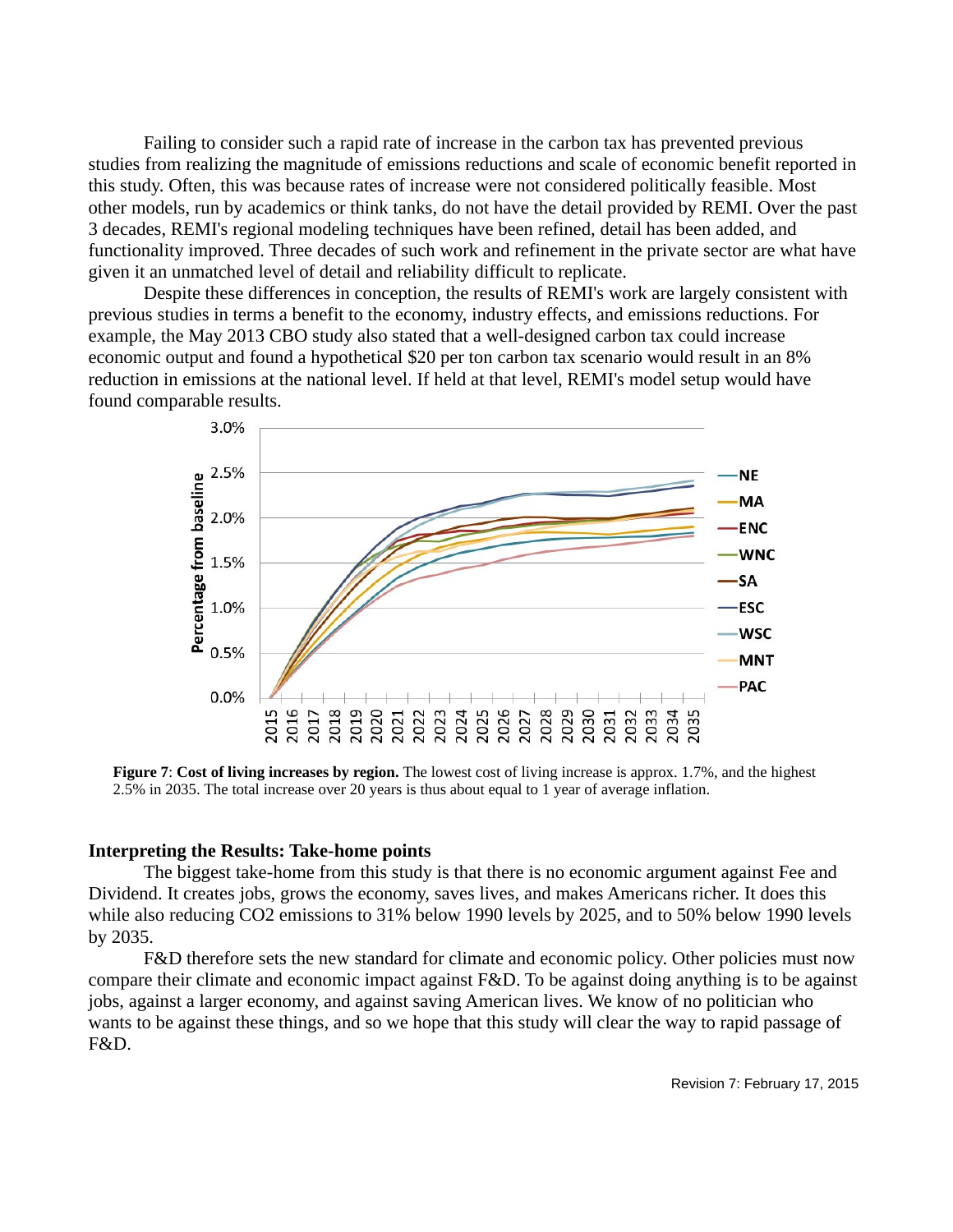Failing to consider such a rapid rate of increase in the carbon tax has prevented previous studies from realizing the magnitude of emissions reductions and scale of economic benefit reported in this study. Often, this was because rates of increase were not considered politically feasible. Most other models, run by academics or think tanks, do not have the detail provided by REMI. Over the past 3 decades, REMI's regional modeling techniques have been refined, detail has been added, and functionality improved. Three decades of such work and refinement in the private sector are what have given it an unmatched level of detail and reliability difficult to replicate.

Despite these differences in conception, the results of REMI's work are largely consistent with previous studies in terms a benefit to the economy, industry effects, and emissions reductions. For example, the May 2013 CBO study also stated that a well-designed carbon tax could increase economic output and found a hypothetical $20 per ton carbon tax scenario would result in an 8% reduction in emissions at the national level. If held at that level, REMI's model setup would have found comparable results.

Percentage from baseline

3.0%
2.5%
2.0%
1.5%
1.0%
0.5%
0.0%

2015 2016 2017 2018 2019 2020 2021 2022 2023 2024 2025 2026 2027 2028 2029 2030 2031 2032 2033 2034 2035

NE
MA
ENC
WNC
SA
ESC
WSC
MNT
PAC

**Figure 7**: **Cost of living increases by region.** The lowest cost of living increase is approx. 1.7%, and the highest 2.5% in 2035. The total increase over 20 years is thus about equal to 1 year of average inflation.

## Interpreting the Results: Take-home points

The biggest take-home from this study is that there is no economic argument against Fee and Dividend. It creates jobs, grows the economy, saves lives, and makes Americans richer. It does this while also reducing $CO_2$ emissions to 31% below 1990 levels by 2025, and to 50% below 1990 levels by 2035.

F&D therefore sets the new standard for climate and economic policy. Other policies must now compare their climate and economic impact against F&D. To be against doing anything is to be against jobs, against a larger economy, and against saving American lives. We know of no politician who wants to be against these things, and so we hope that this study will clear the way to rapid passage of F&D.

Revision 7: February 17, 2015